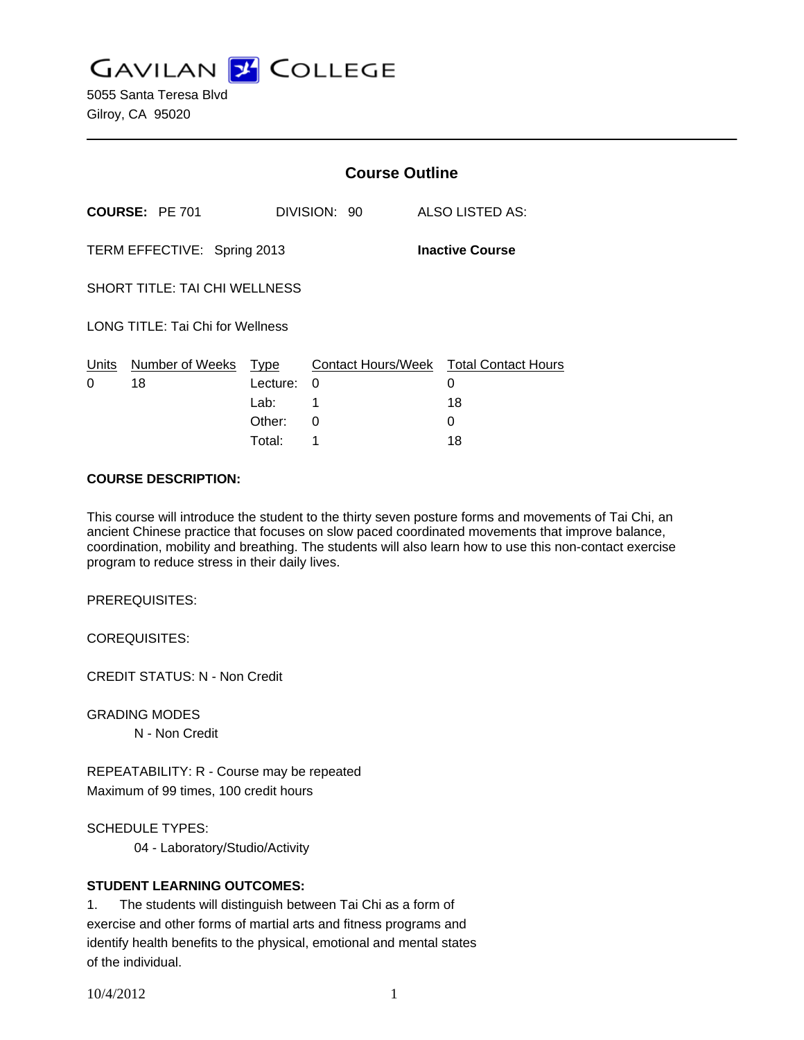# GAVILAN COLLEGE

5055 Santa Teresa Blvd
Gilroy, CA 95020

---

## Course Outline

**COURSE:** PE 701 DIVISION: 90 ALSO LISTED AS:

TERM EFFECTIVE: Spring 2013 **Inactive Course**

SHORT TITLE: TAI CHI WELLNESS

LONG TITLE: Tai Chi for Wellness

| Units | Number of Weeks | Type | Contact Hours/Week | Total Contact Hours |
|---|---|---|---|---|
| 0 | 18 | Lecture: | 0 | 0 |
| | | Lab: | 1 | 18 |
| | | Other: | 0 | 0 |
| | | Total: | 1 | 18 |

**COURSE DESCRIPTION:**

This course will introduce the student to the thirty seven posture forms and movements of Tai Chi, an ancient Chinese practice that focuses on slow paced coordinated movements that improve balance, coordination, mobility and breathing. The students will also learn how to use this non-contact exercise program to reduce stress in their daily lives.

PREREQUISITES:

COREQUISITES:

CREDIT STATUS: N - Non Credit

GRADING MODES

N - Non Credit

REPEATABILITY: R - Course may be repeated
Maximum of 99 times, 100 credit hours

SCHEDULE TYPES:

04 - Laboratory/Studio/Activity

**STUDENT LEARNING OUTCOMES:**

1. The students will distinguish between Tai Chi as a form of exercise and other forms of martial arts and fitness programs and identify health benefits to the physical, emotional and mental states of the individual.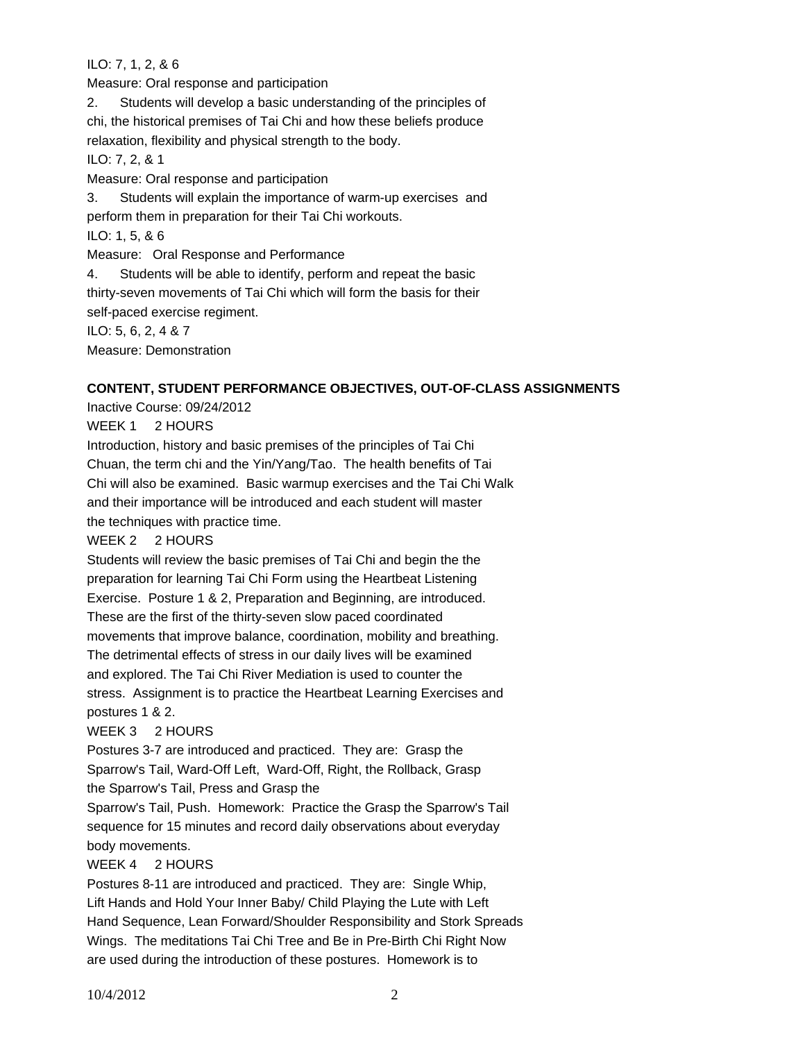ILO: 7, 1, 2, & 6

Measure: Oral response and participation

2. Students will develop a basic understanding of the principles of chi, the historical premises of Tai Chi and how these beliefs produce relaxation, flexibility and physical strength to the body.

ILO: 7, 2, & 1

Measure: Oral response and participation

3. Students will explain the importance of warm-up exercises and perform them in preparation for their Tai Chi workouts.

ILO: 1, 5, & 6

Measure: Oral Response and Performance

4. Students will be able to identify, perform and repeat the basic thirty-seven movements of Tai Chi which will form the basis for their self-paced exercise regiment.

ILO: 5, 6, 2, 4 & 7

Measure: Demonstration

**CONTENT, STUDENT PERFORMANCE OBJECTIVES, OUT-OF-CLASS ASSIGNMENTS**

Inactive Course: 09/24/2012

WEEK 1 2 HOURS

Introduction, history and basic premises of the principles of Tai Chi Chuan, the term chi and the Yin/Yang/Tao. The health benefits of Tai Chi will also be examined. Basic warmup exercises and the Tai Chi Walk and their importance will be introduced and each student will master the techniques with practice time.

WEEK 2 2 HOURS

Students will review the basic premises of Tai Chi and begin the the preparation for learning Tai Chi Form using the Heartbeat Listening Exercise. Posture 1 & 2, Preparation and Beginning, are introduced. These are the first of the thirty-seven slow paced coordinated movements that improve balance, coordination, mobility and breathing. The detrimental effects of stress in our daily lives will be examined and explored. The Tai Chi River Mediation is used to counter the stress. Assignment is to practice the Heartbeat Learning Exercises and postures 1 & 2.

WEEK 3 2 HOURS

Postures 3-7 are introduced and practiced. They are: Grasp the Sparrow's Tail, Ward-Off Left, Ward-Off, Right, the Rollback, Grasp the Sparrow's Tail, Press and Grasp the Sparrow's Tail, Push. Homework: Practice the Grasp the Sparrow's Tail sequence for 15 minutes and record daily observations about everyday body movements.

WEEK 4 2 HOURS

Postures 8-11 are introduced and practiced. They are: Single Whip, Lift Hands and Hold Your Inner Baby/ Child Playing the Lute with Left Hand Sequence, Lean Forward/Shoulder Responsibility and Stork Spreads Wings. The meditations Tai Chi Tree and Be in Pre-Birth Chi Right Now are used during the introduction of these postures. Homework is to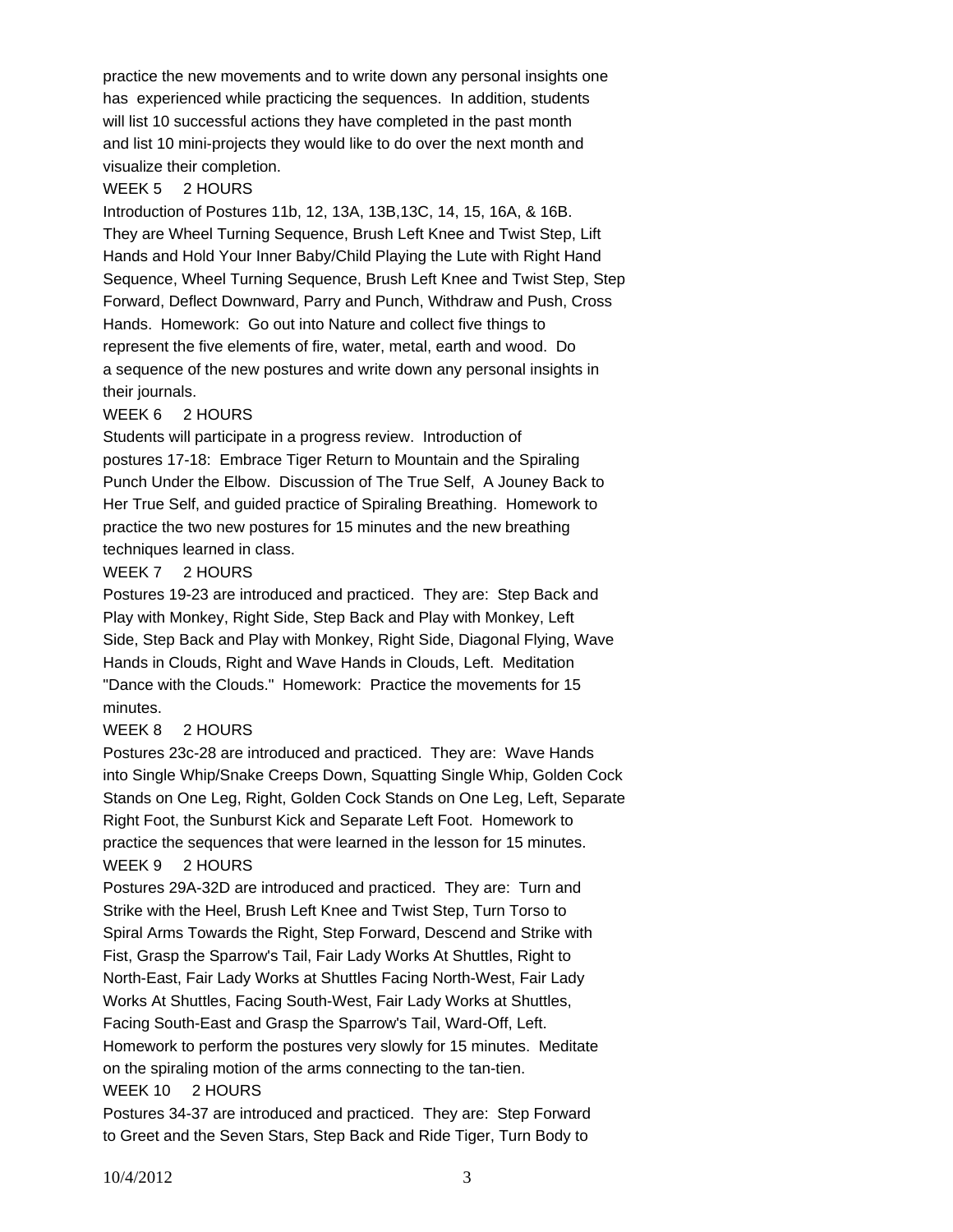practice the new movements and to write down any personal insights one has experienced while practicing the sequences. In addition, students will list 10 successful actions they have completed in the past month and list 10 mini-projects they would like to do over the next month and visualize their completion.

WEEK 5 2 HOURS

Introduction of Postures 11b, 12, 13A, 13B,13C, 14, 15, 16A, & 16B. They are Wheel Turning Sequence, Brush Left Knee and Twist Step, Lift Hands and Hold Your Inner Baby/Child Playing the Lute with Right Hand Sequence, Wheel Turning Sequence, Brush Left Knee and Twist Step, Step Forward, Deflect Downward, Parry and Punch, Withdraw and Push, Cross Hands. Homework: Go out into Nature and collect five things to represent the five elements of fire, water, metal, earth and wood. Do a sequence of the new postures and write down any personal insights in their journals.

WEEK 6 2 HOURS

Students will participate in a progress review. Introduction of postures 17-18: Embrace Tiger Return to Mountain and the Spiraling Punch Under the Elbow. Discussion of The True Self, A Jouney Back to Her True Self, and guided practice of Spiraling Breathing. Homework to practice the two new postures for 15 minutes and the new breathing techniques learned in class.

WEEK 7 2 HOURS

Postures 19-23 are introduced and practiced. They are: Step Back and Play with Monkey, Right Side, Step Back and Play with Monkey, Left Side, Step Back and Play with Monkey, Right Side, Diagonal Flying, Wave Hands in Clouds, Right and Wave Hands in Clouds, Left. Meditation "Dance with the Clouds." Homework: Practice the movements for 15 minutes.

WEEK 8 2 HOURS

Postures 23c-28 are introduced and practiced. They are: Wave Hands into Single Whip/Snake Creeps Down, Squatting Single Whip, Golden Cock Stands on One Leg, Right, Golden Cock Stands on One Leg, Left, Separate Right Foot, the Sunburst Kick and Separate Left Foot. Homework to practice the sequences that were learned in the lesson for 15 minutes.

WEEK 9 2 HOURS

Postures 29A-32D are introduced and practiced. They are: Turn and Strike with the Heel, Brush Left Knee and Twist Step, Turn Torso to Spiral Arms Towards the Right, Step Forward, Descend and Strike with Fist, Grasp the Sparrow's Tail, Fair Lady Works At Shuttles, Right to North-East, Fair Lady Works at Shuttles Facing North-West, Fair Lady Works At Shuttles, Facing South-West, Fair Lady Works at Shuttles, Facing South-East and Grasp the Sparrow's Tail, Ward-Off, Left. Homework to perform the postures very slowly for 15 minutes. Meditate on the spiraling motion of the arms connecting to the tan-tien.

WEEK 10 2 HOURS

Postures 34-37 are introduced and practiced. They are: Step Forward to Greet and the Seven Stars, Step Back and Ride Tiger, Turn Body to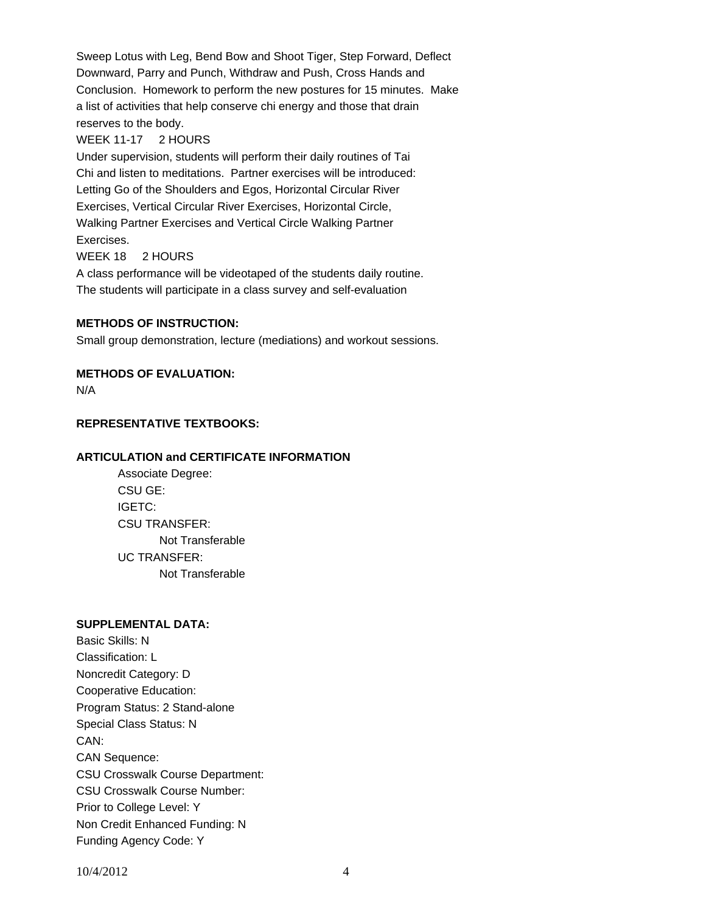Sweep Lotus with Leg, Bend Bow and Shoot Tiger, Step Forward, Deflect Downward, Parry and Punch, Withdraw and Push, Cross Hands and Conclusion. Homework to perform the new postures for 15 minutes. Make a list of activities that help conserve chi energy and those that drain reserves to the body.

WEEK 11-17 2 HOURS

Under supervision, students will perform their daily routines of Tai Chi and listen to meditations. Partner exercises will be introduced: Letting Go of the Shoulders and Egos, Horizontal Circular River Exercises, Vertical Circular River Exercises, Horizontal Circle, Walking Partner Exercises and Vertical Circle Walking Partner Exercises.

WEEK 18 2 HOURS

A class performance will be videotaped of the students daily routine. The students will participate in a class survey and self-evaluation

**METHODS OF INSTRUCTION:**

Small group demonstration, lecture (mediations) and workout sessions.

**METHODS OF EVALUATION:**

N/A

**REPRESENTATIVE TEXTBOOKS:**

**ARTICULATION and CERTIFICATE INFORMATION**

Associate Degree:
CSU GE:
IGETC:
CSU TRANSFER:
 Not Transferable
UC TRANSFER:
 Not Transferable

**SUPPLEMENTAL DATA:**

Basic Skills: N
Classification: L
Noncredit Category: D
Cooperative Education:
Program Status: 2 Stand-alone
Special Class Status: N
CAN:
CAN Sequence:
CSU Crosswalk Course Department:
CSU Crosswalk Course Number:
Prior to College Level: Y
Non Credit Enhanced Funding: N
Funding Agency Code: Y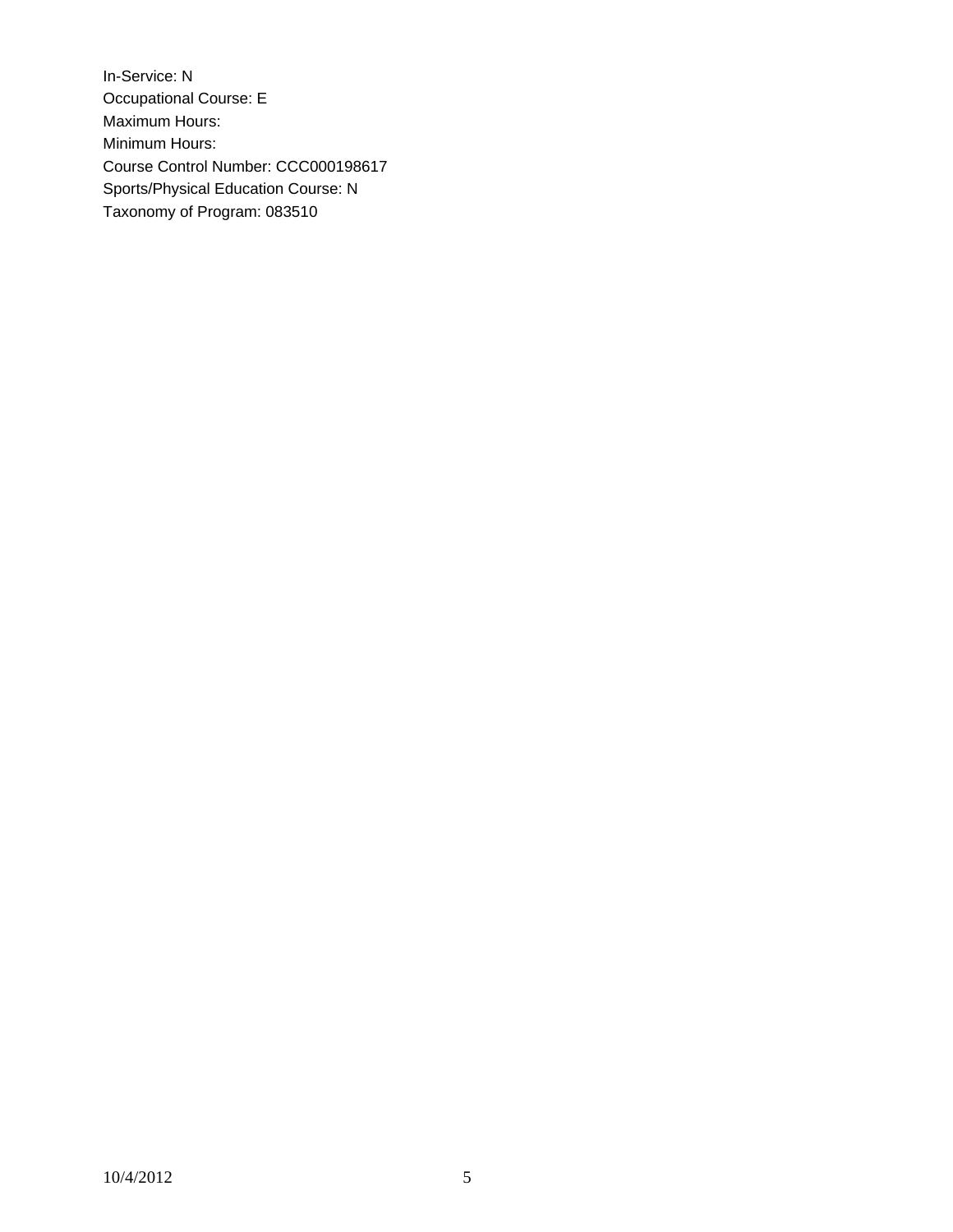In-Service: N
Occupational Course: E
Maximum Hours:
Minimum Hours:
Course Control Number: CCC000198617
Sports/Physical Education Course: N
Taxonomy of Program: 083510